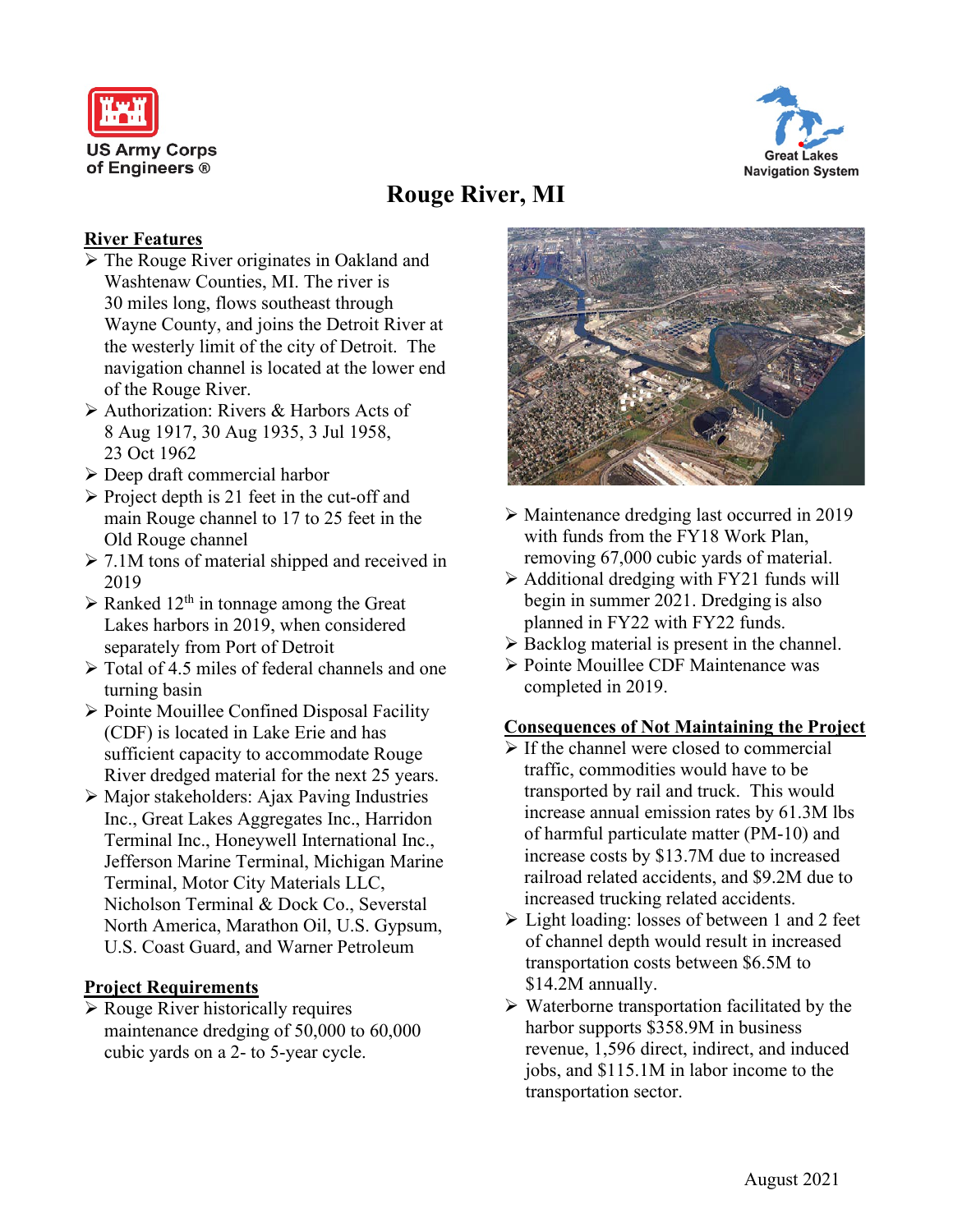US Army Corps of Engineers ®

Great Lakes Navigation System

# Rouge River, MI

## River Features

- The Rouge River originates in Oakland and Washtenaw Counties, MI. The river is 30 miles long, flows southeast through Wayne County, and joins the Detroit River at the westerly limit of the city of Detroit. The navigation channel is located at the lower end of the Rouge River.
- Authorization: Rivers & Harbors Acts of 8 Aug 1917, 30 Aug 1935, 3 Jul 1958, 23 Oct 1962
- Deep draft commercial harbor
- Project depth is 21 feet in the cut-off and main Rouge channel to 17 to 25 feet in the Old Rouge channel
- 7.1M tons of material shipped and received in 2019
- Ranked 12th in tonnage among the Great Lakes harbors in 2019, when considered separately from Port of Detroit
- Total of 4.5 miles of federal channels and one turning basin
- Pointe Mouillee Confined Disposal Facility (CDF) is located in Lake Erie and has sufficient capacity to accommodate Rouge River dredged material for the next 25 years.
- Major stakeholders: Ajax Paving Industries Inc., Great Lakes Aggregates Inc., Harridon Terminal Inc., Honeywell International Inc., Jefferson Marine Terminal, Michigan Marine Terminal, Motor City Materials LLC, Nicholson Terminal & Dock Co., Severstal North America, Marathon Oil, U.S. Gypsum, U.S. Coast Guard, and Warner Petroleum

## Project Requirements

- Rouge River historically requires maintenance dredging of 50,000 to 60,000 cubic yards on a 2- to 5-year cycle.
- Maintenance dredging last occurred in 2019 with funds from the FY18 Work Plan, removing 67,000 cubic yards of material.
- Additional dredging with FY21 funds will begin in summer 2021. Dredging is also planned in FY22 with FY22 funds.
- Backlog material is present in the channel.
- Pointe Mouillee CDF Maintenance was completed in 2019.

## Consequences of Not Maintaining the Project

- If the channel were closed to commercial traffic, commodities would have to be transported by rail and truck. This would increase annual emission rates by 61.3M lbs of harmful particulate matter (PM-10) and increase costs by $13.7M due to increased railroad related accidents, and $9.2M due to increased trucking related accidents.
- Light loading: losses of between 1 and 2 feet of channel depth would result in increased transportation costs between $6.5M to $14.2M annually.
- Waterborne transportation facilitated by the harbor supports $358.9M in business revenue, 1,596 direct, indirect, and induced jobs, and $115.1M in labor income to the transportation sector.

August 2021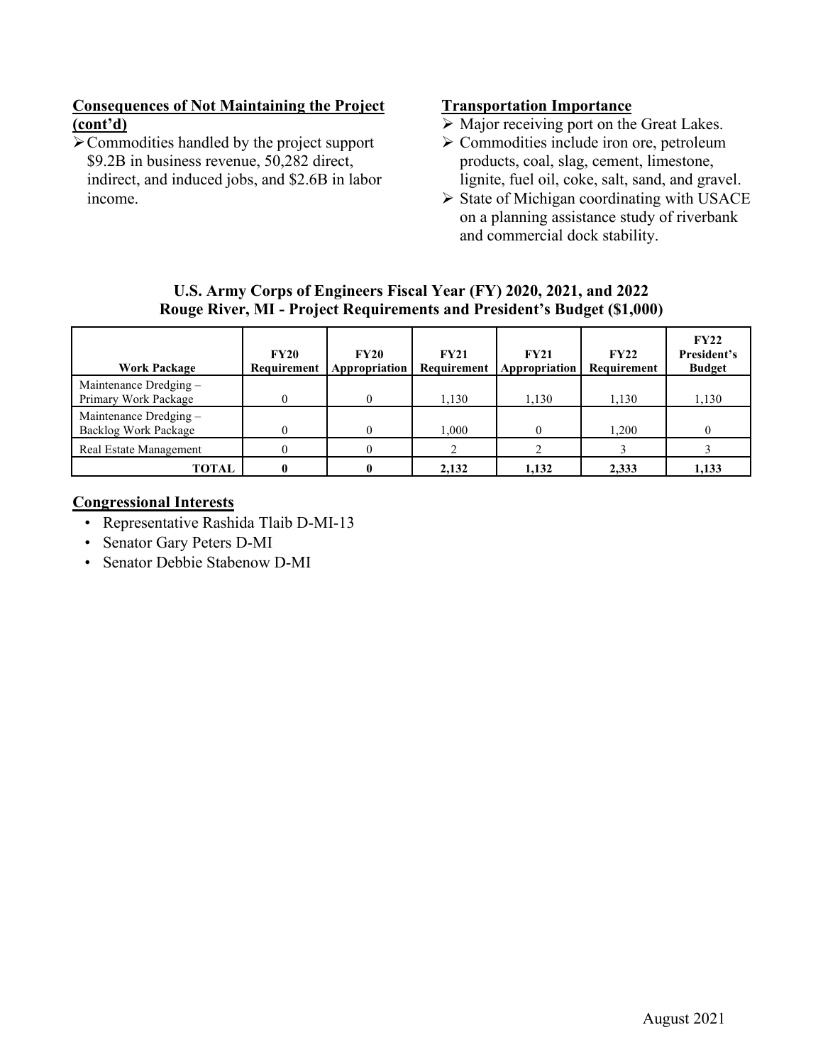**Consequences of Not Maintaining the Project (cont'd)**

- Commodities handled by the project support \$9.2B in business revenue, 50,282 direct, indirect, and induced jobs, and \$2.6B in labor income.

**Transportation Importance**

- Major receiving port on the Great Lakes.
- Commodities include iron ore, petroleum products, coal, slag, cement, limestone, lignite, fuel oil, coke, salt, sand, and gravel.
- State of Michigan coordinating with USACE on a planning assistance study of riverbank and commercial dock stability.

**U.S. Army Corps of Engineers Fiscal Year (FY) 2020, 2021, and 2022**
**Rouge River, MI - Project Requirements and President's Budget (\$1,000)**

| Work Package | FY20 Requirement | FY20 Appropriation | FY21 Requirement | FY21 Appropriation | FY22 Requirement | FY22 President's Budget |
|---|---|---|---|---|---|---|
| Maintenance Dredging – Primary Work Package | 0 | 0 | 1,130 | 1,130 | 1,130 | 1,130 |
| Maintenance Dredging – Backlog Work Package | 0 | 0 | 1,000 | 0 | 1,200 | 0 |
| Real Estate Management | 0 | 0 | 2 | 2 | 3 | 3 |
| **TOTAL** | **0** | **0** | **2,132** | **1,132** | **2,333** | **1,133** |

**Congressional Interests**

- Representative Rashida Tlaib D-MI-13
- Senator Gary Peters D-MI
- Senator Debbie Stabenow D-MI

August 2021